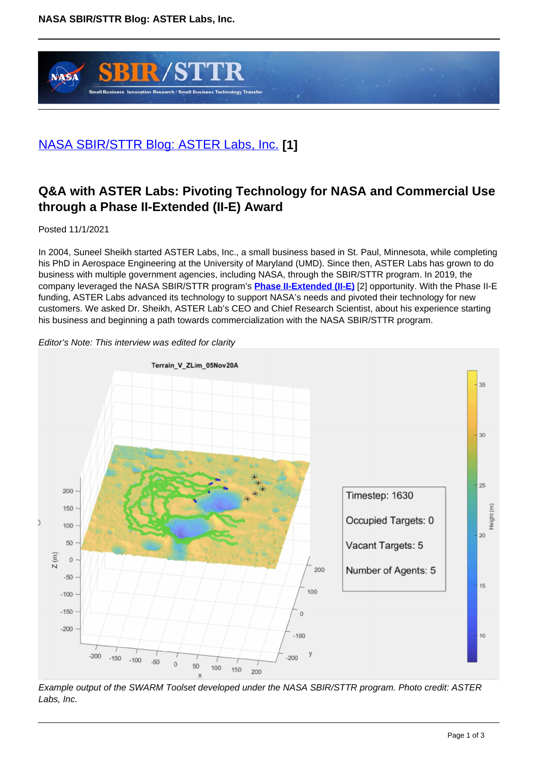# NASA SBIR/STTR Blog: ASTER Labs, Inc. [1]

## Q&A with ASTER Labs: Pivoting Technology for NASA and Commercial Use through a Phase II-Extended (II-E) Award

Posted 11/1/2021

In 2004, Suneel Sheikh started ASTER Labs, Inc., a small business based in St. Paul, Minnesota, while completing his PhD in Aerospace Engineering at the University of Maryland (UMD). Since then, ASTER Labs has grown to do business with multiple government agencies, including NASA, through the SBIR/STTR program. In 2019, the company leveraged the NASA SBIR/STTR program's **Phase II-Extended (II-E)** [2] opportunity. With the Phase II-E funding, ASTER Labs advanced its technology to support NASA's needs and pivoted their technology for new customers. We asked Dr. Sheikh, ASTER Lab's CEO and Chief Research Scientist, about his experience starting his business and beginning a path towards commercialization with the NASA SBIR/STTR program.

*Editor's Note: This interview was edited for clarity*

*Example output of the SWARM Toolset developed under the NASA SBIR/STTR program. Photo credit: ASTER Labs, Inc.*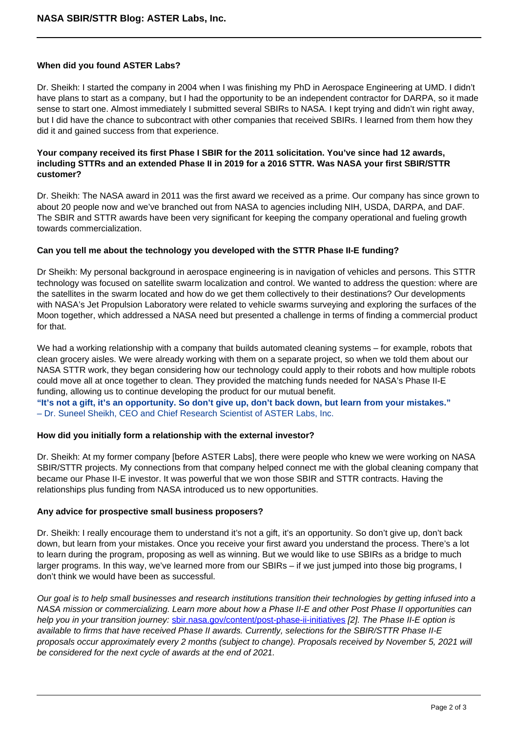**When did you found ASTER Labs?**

Dr. Sheikh: I started the company in 2004 when I was finishing my PhD in Aerospace Engineering at UMD. I didn't have plans to start as a company, but I had the opportunity to be an independent contractor for DARPA, so it made sense to start one. Almost immediately I submitted several SBIRs to NASA. I kept trying and didn't win right away, but I did have the chance to subcontract with other companies that received SBIRs. I learned from them how they did it and gained success from that experience.

**Your company received its first Phase I SBIR for the 2011 solicitation. You've since had 12 awards, including STTRs and an extended Phase II in 2019 for a 2016 STTR. Was NASA your first SBIR/STTR customer?**

Dr. Sheikh: The NASA award in 2011 was the first award we received as a prime. Our company has since grown to about 20 people now and we've branched out from NASA to agencies including NIH, USDA, DARPA, and DAF. The SBIR and STTR awards have been very significant for keeping the company operational and fueling growth towards commercialization.

**Can you tell me about the technology you developed with the STTR Phase II-E funding?**

Dr Sheikh: My personal background in aerospace engineering is in navigation of vehicles and persons. This STTR technology was focused on satellite swarm localization and control. We wanted to address the question: where are the satellites in the swarm located and how do we get them collectively to their destinations? Our developments with NASA's Jet Propulsion Laboratory were related to vehicle swarms surveying and exploring the surfaces of the Moon together, which addressed a NASA need but presented a challenge in terms of finding a commercial product for that.

We had a working relationship with a company that builds automated cleaning systems – for example, robots that clean grocery aisles. We were already working with them on a separate project, so when we told them about our NASA STTR work, they began considering how our technology could apply to their robots and how multiple robots could move all at once together to clean. They provided the matching funds needed for NASA's Phase II-E funding, allowing us to continue developing the product for our mutual benefit.

**"It's not a gift, it's an opportunity. So don't give up, don't back down, but learn from your mistakes."**
– Dr. Suneel Sheikh, CEO and Chief Research Scientist of ASTER Labs, Inc.

**How did you initially form a relationship with the external investor?**

Dr. Sheikh: At my former company [before ASTER Labs], there were people who knew we were working on NASA SBIR/STTR projects. My connections from that company helped connect me with the global cleaning company that became our Phase II-E investor. It was powerful that we won those SBIR and STTR contracts. Having the relationships plus funding from NASA introduced us to new opportunities.

**Any advice for prospective small business proposers?**

Dr. Sheikh: I really encourage them to understand it's not a gift, it's an opportunity. So don't give up, don't back down, but learn from your mistakes. Once you receive your first award you understand the process. There's a lot to learn during the program, proposing as well as winning. But we would like to use SBIRs as a bridge to much larger programs. In this way, we've learned more from our SBIRs – if we just jumped into those big programs, I don't think we would have been as successful.

*Our goal is to help small businesses and research institutions transition their technologies by getting infused into a NASA mission or commercializing. Learn more about how a Phase II-E and other Post Phase II opportunities can help you in your transition journey: [sbir.nasa.gov/content/post-phase-ii-initiatives](sbir.nasa.gov/content/post-phase-ii-initiatives) [2]. The Phase II-E option is available to firms that have received Phase II awards. Currently, selections for the SBIR/STTR Phase II-E proposals occur approximately every 2 months (subject to change). Proposals received by November 5, 2021 will be considered for the next cycle of awards at the end of 2021.*